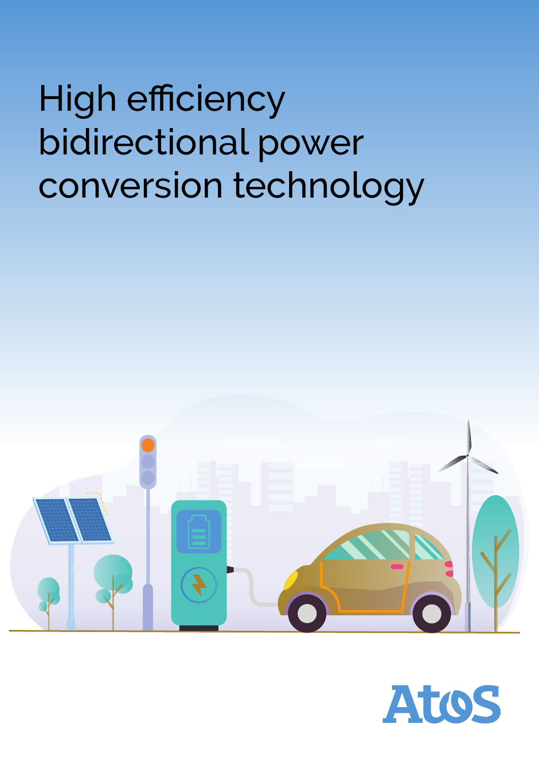# High efficiency bidirectional power conversion technology

Atos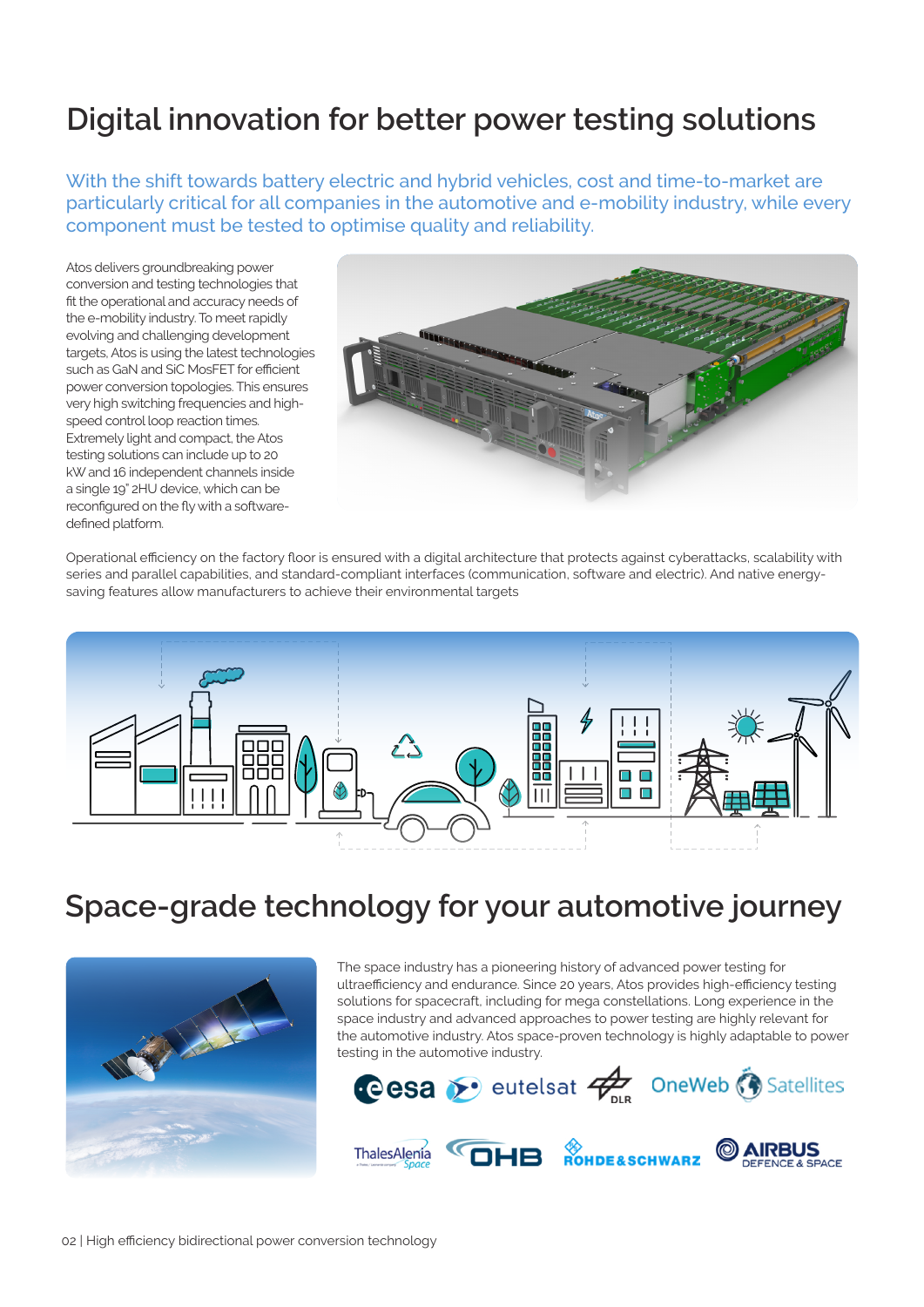# Digital innovation for better power testing solutions

With the shift towards battery electric and hybrid vehicles, cost and time-to-market are particularly critical for all companies in the automotive and e-mobility industry, while every component must be tested to optimise quality and reliability.

Atos delivers groundbreaking power conversion and testing technologies that fit the operational and accuracy needs of the e-mobility industry. To meet rapidly evolving and challenging development targets, Atos is using the latest technologies such as GaN and SiC MosFET for efficient power conversion topologies. This ensures very high switching frequencies and high-speed control loop reaction times. Extremely light and compact, the Atos testing solutions can include up to 20 kW and 16 independent channels inside a single 19" 2HU device, which can be reconfigured on the fly with a software-defined platform.

Operational efficiency on the factory floor is ensured with a digital architecture that protects against cyberattacks, scalability with series and parallel capabilities, and standard-compliant interfaces (communication, software and electric). And native energy-saving features allow manufacturers to achieve their environmental targets

# Space-grade technology for your automotive journey

The space industry has a pioneering history of advanced power testing for ultraefficiency and endurance. Since 20 years, Atos provides high-efficiency testing solutions for spacecraft, including for mega constellations. Long experience in the space industry and advanced approaches to power testing are highly relevant for the automotive industry. Atos space-proven technology is highly adaptable to power testing in the automotive industry.

esa · eutelsat · DLR · OneWeb Satellites · ThalesAlenia Space · OHB · ROHDE&SCHWARZ · AIRBUS DEFENCE & SPACE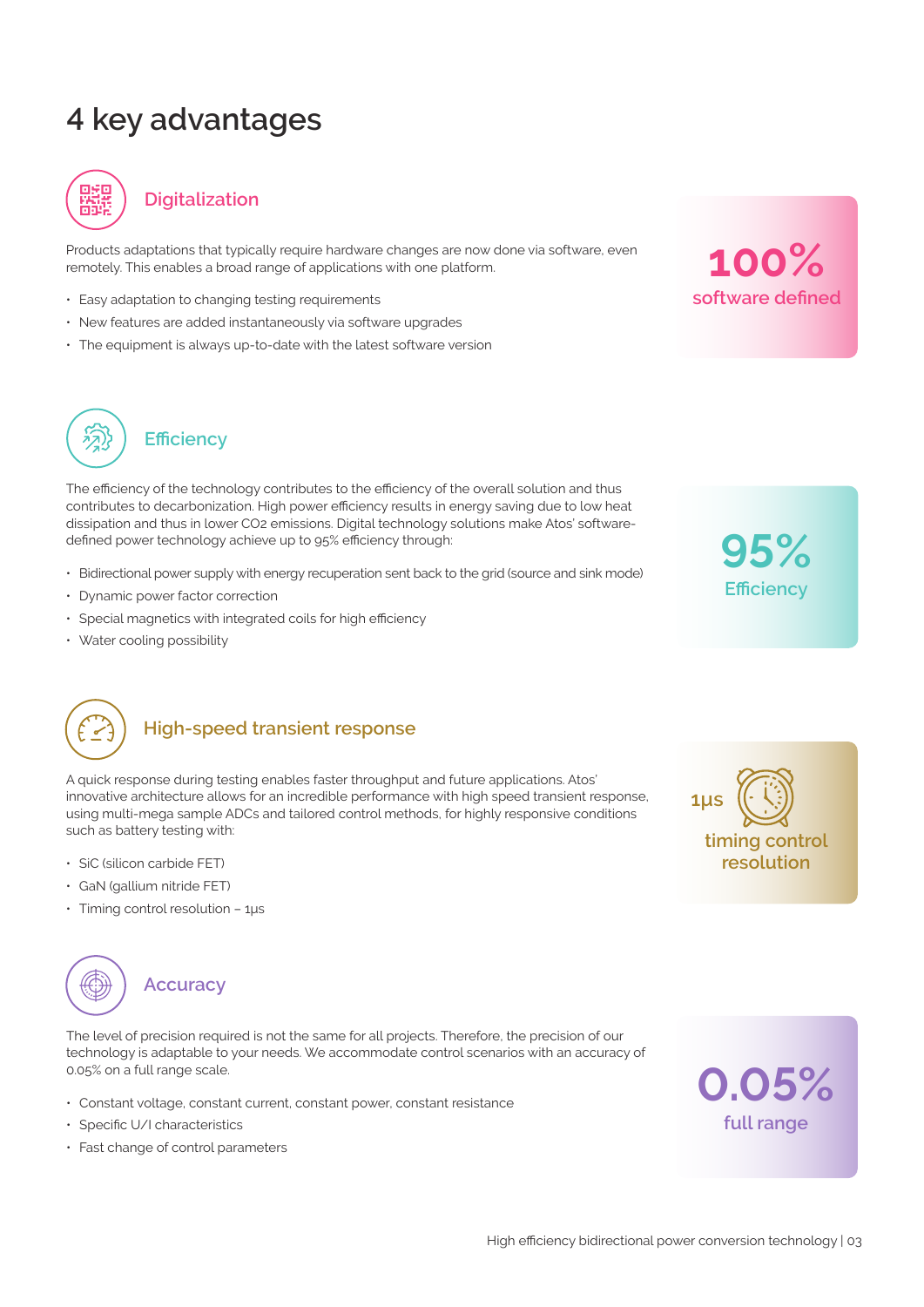# 4 key advantages

## Digitalization

Products adaptations that typically require hardware changes are now done via software, even remotely. This enables a broad range of applications with one platform.

- Easy adaptation to changing testing requirements
- New features are added instantaneously via software upgrades
- The equipment is always up-to-date with the latest software version

**100%**
software defined

## Efficiency

The efficiency of the technology contributes to the efficiency of the overall solution and thus contributes to decarbonization. High power efficiency results in energy saving due to low heat dissipation and thus in lower $CO_2$ emissions. Digital technology solutions make Atos' software-defined power technology achieve up to 95% efficiency through:

- Bidirectional power supply with energy recuperation sent back to the grid (source and sink mode)
- Dynamic power factor correction
- Special magnetics with integrated coils for high efficiency
- Water cooling possibility

**95%**
Efficiency

## High-speed transient response

A quick response during testing enables faster throughput and future applications. Atos' innovative architecture allows for an incredible performance with high speed transient response, using multi-mega sample ADCs and tailored control methods, for highly responsive conditions such as battery testing with:

- SiC (silicon carbide FET)
- GaN (gallium nitride FET)
- Timing control resolution – 1µs

**1µs**
timing control resolution

## Accuracy

The level of precision required is not the same for all projects. Therefore, the precision of our technology is adaptable to your needs. We accommodate control scenarios with an accuracy of 0.05% on a full range scale.

- Constant voltage, constant current, constant power, constant resistance
- Specific U/I characteristics
- Fast change of control parameters

**0.05%**
full range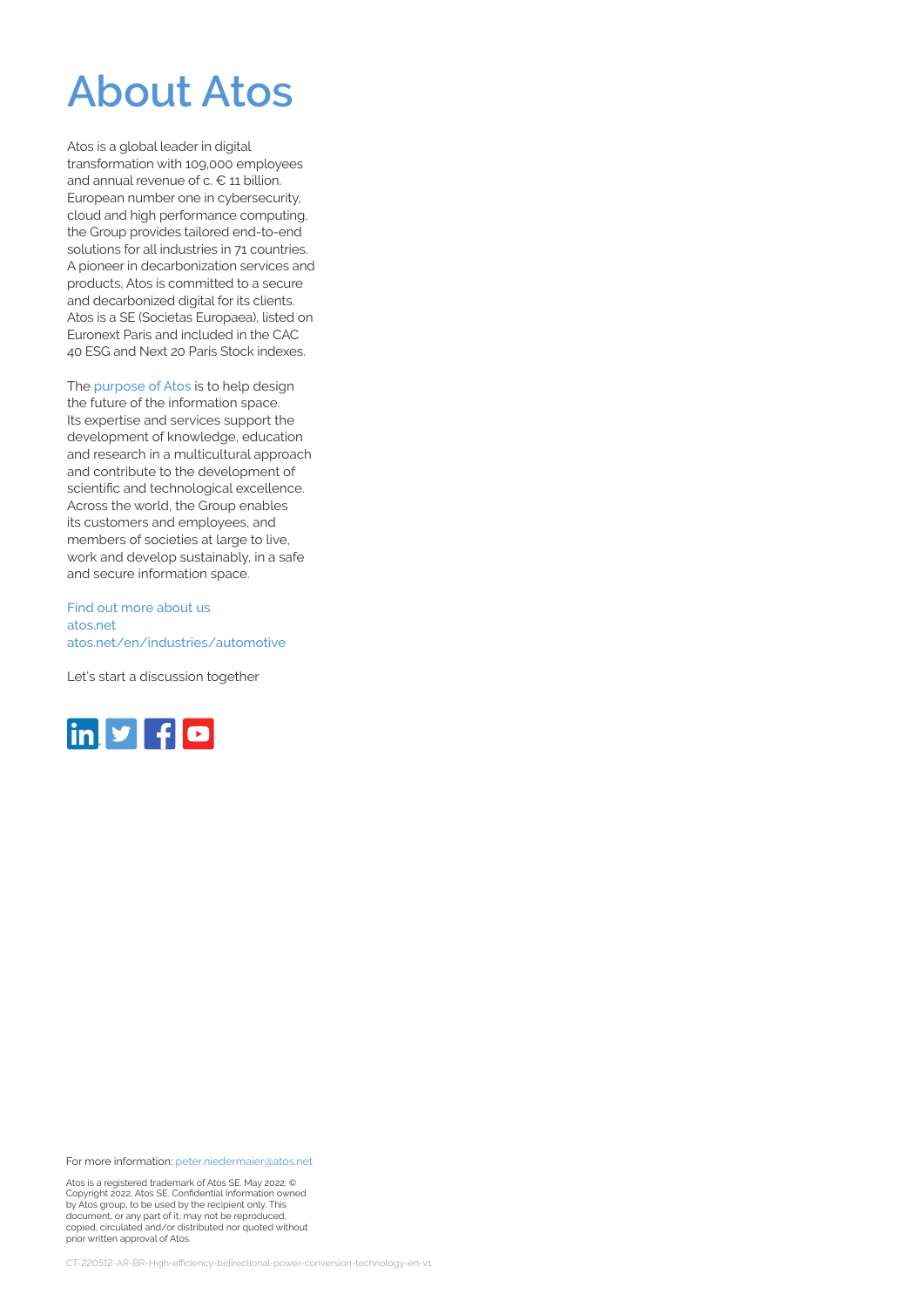# About Atos

Atos is a global leader in digital transformation with 109,000 employees and annual revenue of c. € 11 billion. European number one in cybersecurity, cloud and high performance computing, the Group provides tailored end-to-end solutions for all industries in 71 countries. A pioneer in decarbonization services and products, Atos is committed to a secure and decarbonized digital for its clients. Atos is a SE (Societas Europaea), listed on Euronext Paris and included in the CAC 40 ESG and Next 20 Paris Stock indexes.

The purpose of Atos is to help design the future of the information space. Its expertise and services support the development of knowledge, education and research in a multicultural approach and contribute to the development of scientific and technological excellence. Across the world, the Group enables its customers and employees, and members of societies at large to live, work and develop sustainably, in a safe and secure information space.

Find out more about us
atos.net
atos.net/en/industries/automotive

Let's start a discussion together

For more information: peter.niedermaier@atos.net

Atos is a registered trademark of Atos SE. May 2022. © Copyright 2022, Atos SE. Confidential Information owned by Atos group, to be used by the recipient only. This document, or any part of it, may not be reproduced, copied, circulated and/or distributed nor quoted without prior written approval of Atos.

CT-220512-AR-BR-High-efficiency-bidirectional-power-conversion-technology-en-v1